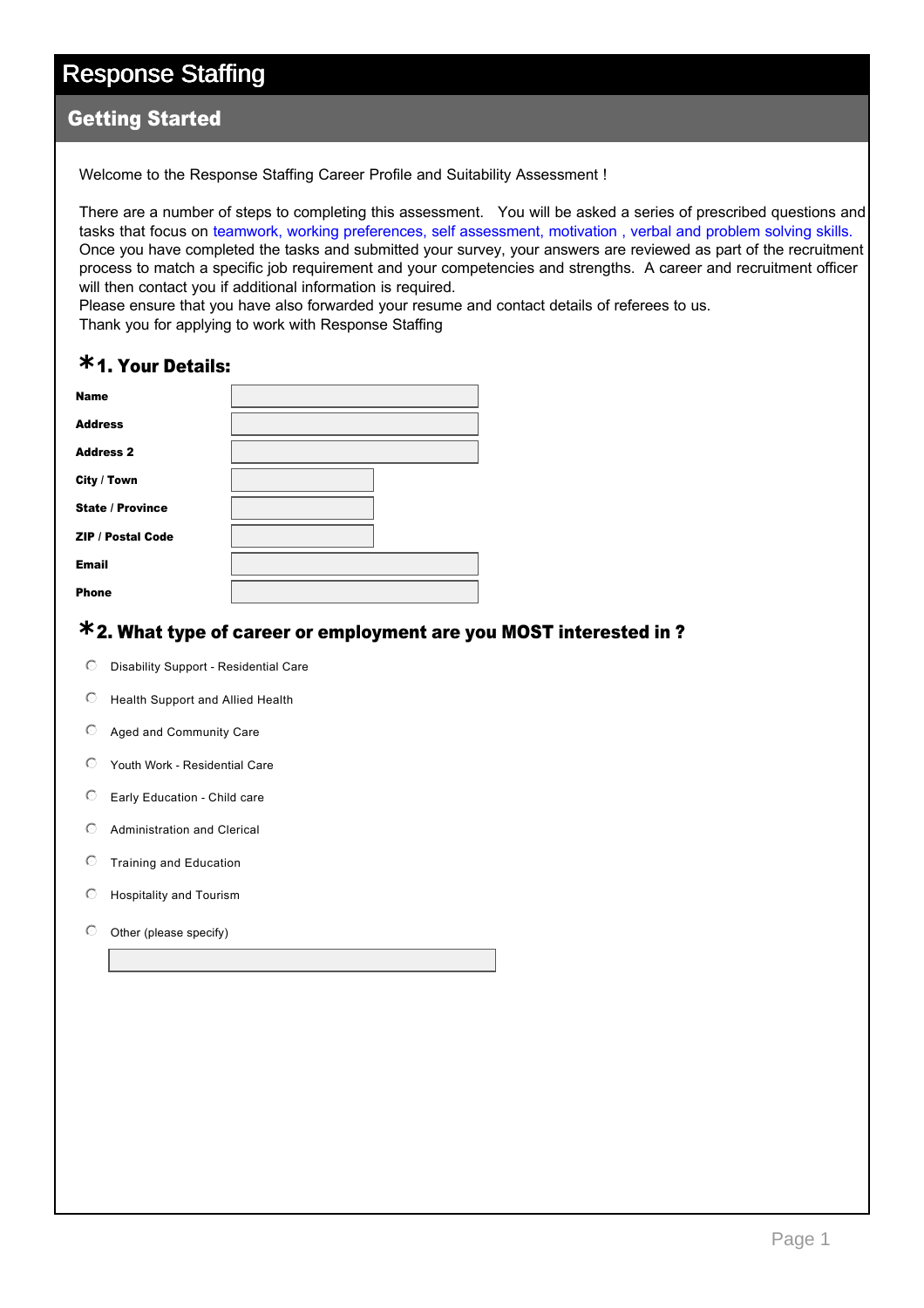# Response Staffing

## Getting Started

Welcome to the Response Staffing Career Profile and Suitability Assessment !

There are a number of steps to completing this assessment. You will be asked a series of prescribed questions and tasks that focus on teamwork, working preferences, self assessment, motivation , verbal and problem solving skills. Once you have completed the tasks and submitted your survey, your answers are reviewed as part of the recruitment process to match a specific job requirement and your competencies and strengths. A career and recruitment officer will then contact you if additional information is required.
Please ensure that you have also forwarded your resume and contact details of referees to us.
Thank you for applying to work with Response Staffing

### *1. Your Details:

**Name**

**Address**

**Address 2**

**City / Town**

**State / Province**

**ZIP / Postal Code**

**Email**

**Phone**

### *2. What type of career or employment are you MOST interested in ?

- Disability Support - Residential Care
- Health Support and Allied Health
- Aged and Community Care
- Youth Work - Residential Care
- Early Education - Child care
- Administration and Clerical
- Training and Education
- Hospitality and Tourism
- Other (please specify)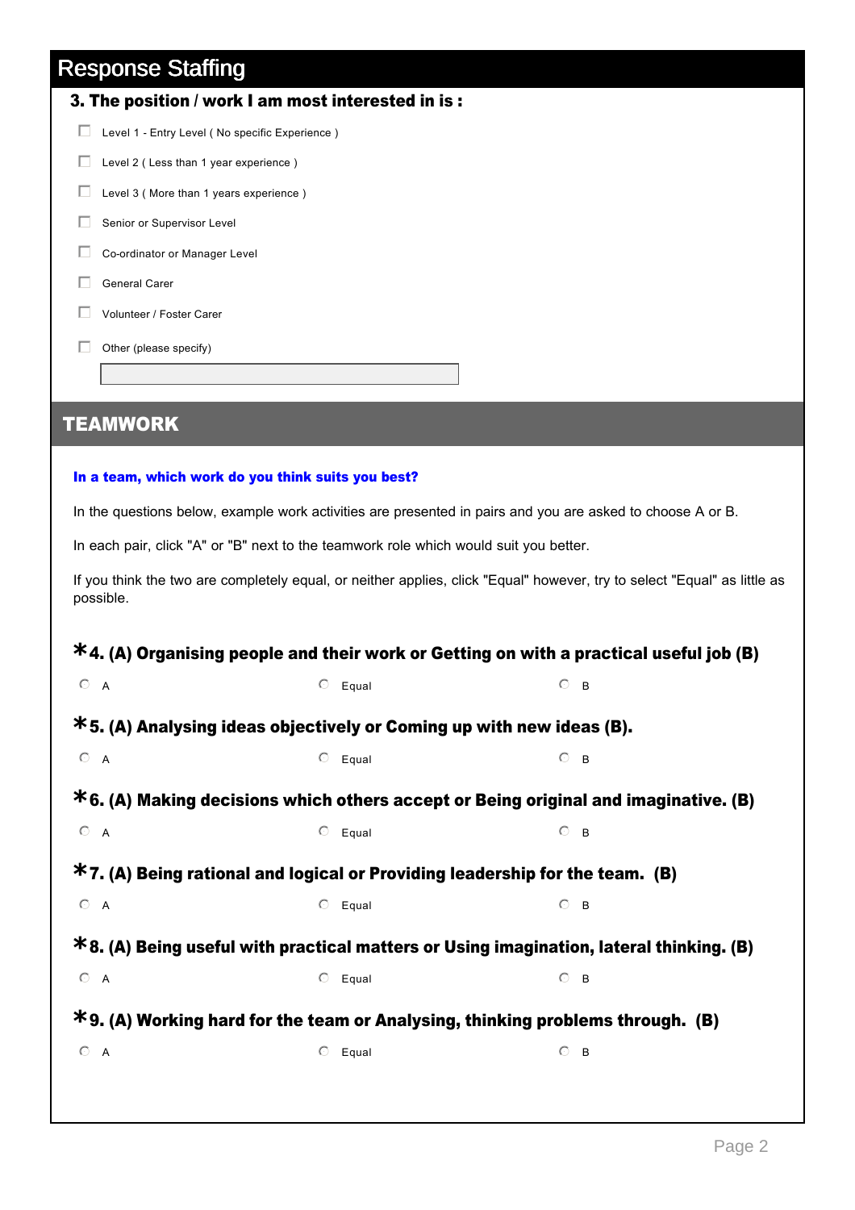## Response Staffing

**3. The position / work I am most interested in is :**

- ☐ Level 1 - Entry Level ( No specific Experience )
- ☐ Level 2 ( Less than 1 year experience )
- ☐ Level 3 ( More than 1 years experience )
- ☐ Senior or Supervisor Level
- ☐ Co-ordinator or Manager Level
- ☐ General Carer
- ☐ Volunteer / Foster Carer
- ☐ Other (please specify)

## TEAMWORK

**In a team, which work do you think suits you best?**

In the questions below, example work activities are presented in pairs and you are asked to choose A or B.

In each pair, click "A" or "B" next to the teamwork role which would suit you better.

If you think the two are completely equal, or neither applies, click "Equal" however, try to select "Equal" as little as possible.

**\*4. (A) Organising people and their work or Getting on with a practical useful job (B)**

○ A ○ Equal ○ B

**\*5. (A) Analysing ideas objectively or Coming up with new ideas (B).**

○ A ○ Equal ○ B

**\*6. (A) Making decisions which others accept or Being original and imaginative. (B)**

○ A ○ Equal ○ B

**\*7. (A) Being rational and logical or Providing leadership for the team. (B)**

○ A ○ Equal ○ B

**\*8. (A) Being useful with practical matters or Using imagination, lateral thinking. (B)**

○ A ○ Equal ○ B

**\*9. (A) Working hard for the team or Analysing, thinking problems through. (B)**

○ A ○ Equal ○ B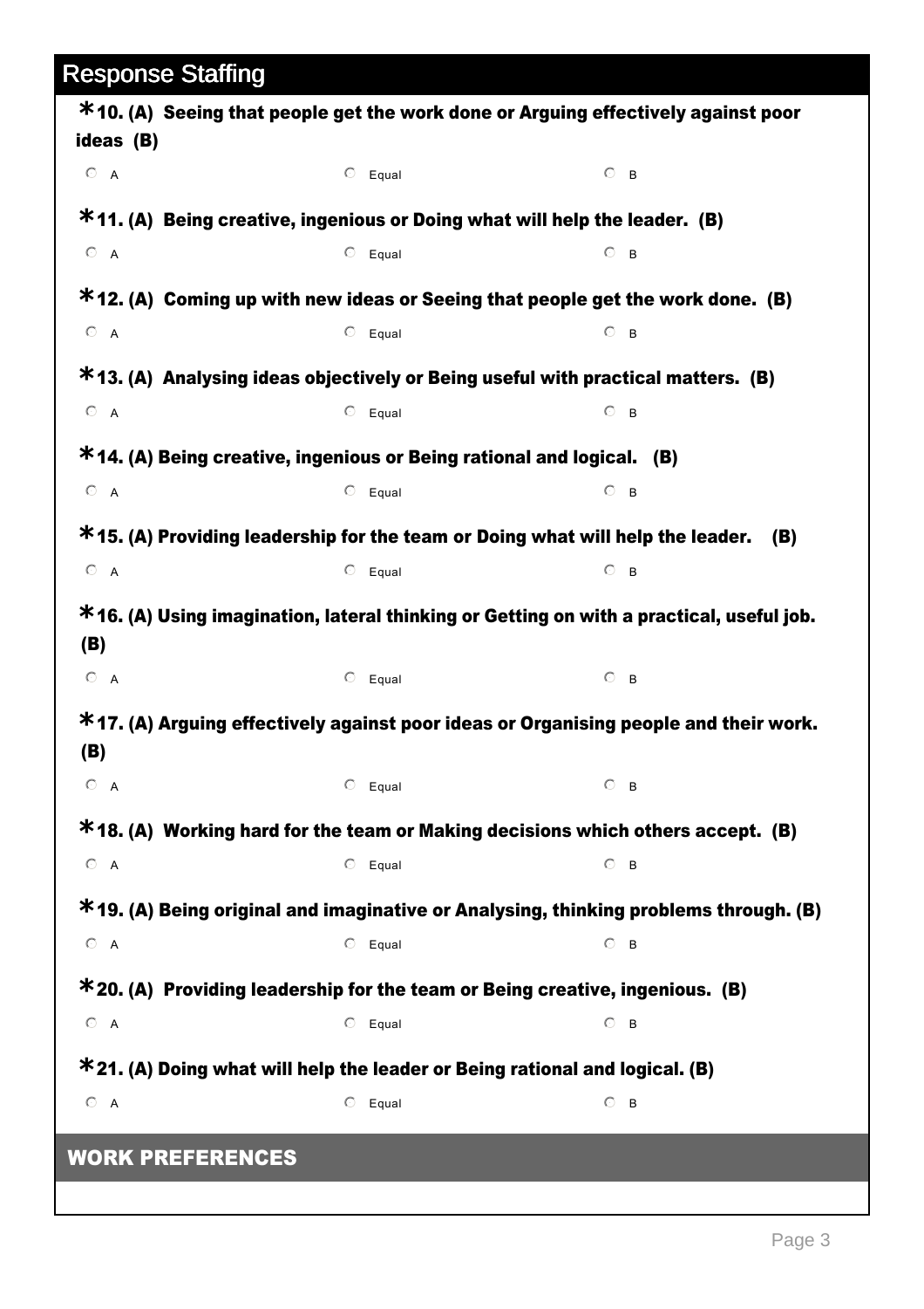## Response Staffing

**\*10. (A) Seeing that people get the work done or Arguing effectively against poor ideas (B)**

○ A ○ Equal ○ B

**\*11. (A) Being creative, ingenious or Doing what will help the leader. (B)**

○ A ○ Equal ○ B

**\*12. (A) Coming up with new ideas or Seeing that people get the work done. (B)**

○ A ○ Equal ○ B

**\*13. (A) Analysing ideas objectively or Being useful with practical matters. (B)**

○ A ○ Equal ○ B

**\*14. (A) Being creative, ingenious or Being rational and logical. (B)**

○ A ○ Equal ○ B

**\*15. (A) Providing leadership for the team or Doing what will help the leader. (B)**

○ A ○ Equal ○ B

**\*16. (A) Using imagination, lateral thinking or Getting on with a practical, useful job. (B)**

○ A ○ Equal ○ B

**\*17. (A) Arguing effectively against poor ideas or Organising people and their work. (B)**

○ A ○ Equal ○ B

**\*18. (A) Working hard for the team or Making decisions which others accept. (B)**

○ A ○ Equal ○ B

**\*19. (A) Being original and imaginative or Analysing, thinking problems through. (B)**

○ A ○ Equal ○ B

**\*20. (A) Providing leadership for the team or Being creative, ingenious. (B)**

○ A ○ Equal ○ B

**\*21. (A) Doing what will help the leader or Being rational and logical. (B)**

○ A ○ Equal ○ B

## WORK PREFERENCES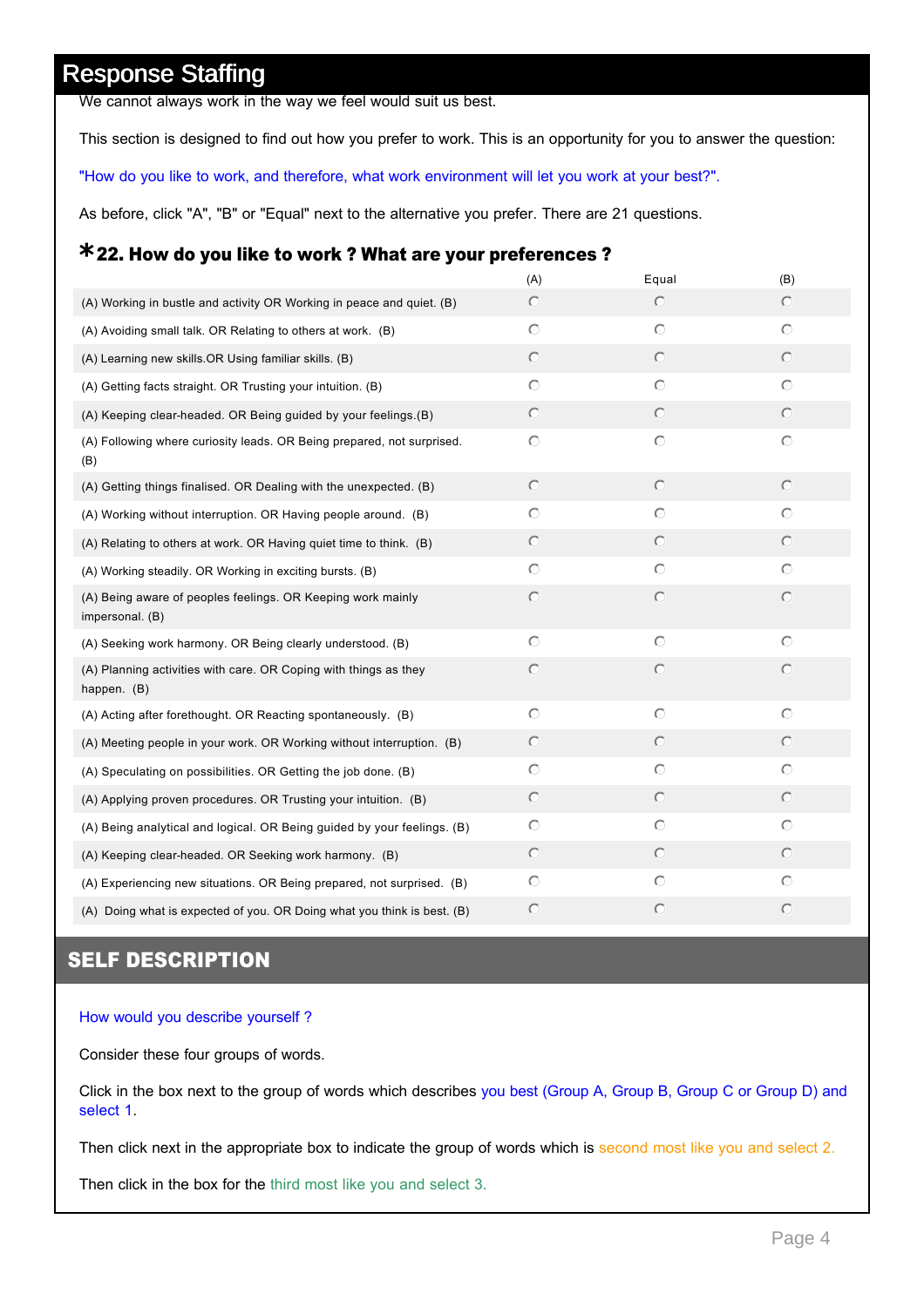# Response Staffing

We cannot always work in the way we feel would suit us best.

This section is designed to find out how you prefer to work. This is an opportunity for you to answer the question:

"How do you like to work, and therefore, what work environment will let you work at your best?".

As before, click "A", "B" or "Equal" next to the alternative you prefer. There are 21 questions.

## *22. How do you like to work ? What are your preferences ?

| | (A) | Equal | (B) |
|---|---|---|---|
| (A) Working in bustle and activity OR Working in peace and quiet. (B) | ○ | ○ | ○ |
| (A) Avoiding small talk. OR Relating to others at work. (B) | ○ | ○ | ○ |
| (A) Learning new skills.OR Using familiar skills. (B) | ○ | ○ | ○ |
| (A) Getting facts straight. OR Trusting your intuition. (B) | ○ | ○ | ○ |
| (A) Keeping clear-headed. OR Being guided by your feelings.(B) | ○ | ○ | ○ |
| (A) Following where curiosity leads. OR Being prepared, not surprised. (B) | ○ | ○ | ○ |
| (A) Getting things finalised. OR Dealing with the unexpected. (B) | ○ | ○ | ○ |
| (A) Working without interruption. OR Having people around. (B) | ○ | ○ | ○ |
| (A) Relating to others at work. OR Having quiet time to think. (B) | ○ | ○ | ○ |
| (A) Working steadily. OR Working in exciting bursts. (B) | ○ | ○ | ○ |
| (A) Being aware of peoples feelings. OR Keeping work mainly impersonal. (B) | ○ | ○ | ○ |
| (A) Seeking work harmony. OR Being clearly understood. (B) | ○ | ○ | ○ |
| (A) Planning activities with care. OR Coping with things as they happen. (B) | ○ | ○ | ○ |
| (A) Acting after forethought. OR Reacting spontaneously. (B) | ○ | ○ | ○ |
| (A) Meeting people in your work. OR Working without interruption. (B) | ○ | ○ | ○ |
| (A) Speculating on possibilities. OR Getting the job done. (B) | ○ | ○ | ○ |
| (A) Applying proven procedures. OR Trusting your intuition. (B) | ○ | ○ | ○ |
| (A) Being analytical and logical. OR Being guided by your feelings. (B) | ○ | ○ | ○ |
| (A) Keeping clear-headed. OR Seeking work harmony. (B) | ○ | ○ | ○ |
| (A) Experiencing new situations. OR Being prepared, not surprised. (B) | ○ | ○ | ○ |
| (A) Doing what is expected of you. OR Doing what you think is best. (B) | ○ | ○ | ○ |

## SELF DESCRIPTION

How would you describe yourself ?

Consider these four groups of words.

Click in the box next to the group of words which describes you best (Group A, Group B, Group C or Group D) and select 1.

Then click next in the appropriate box to indicate the group of words which is second most like you and select 2.

Then click in the box for the third most like you and select 3.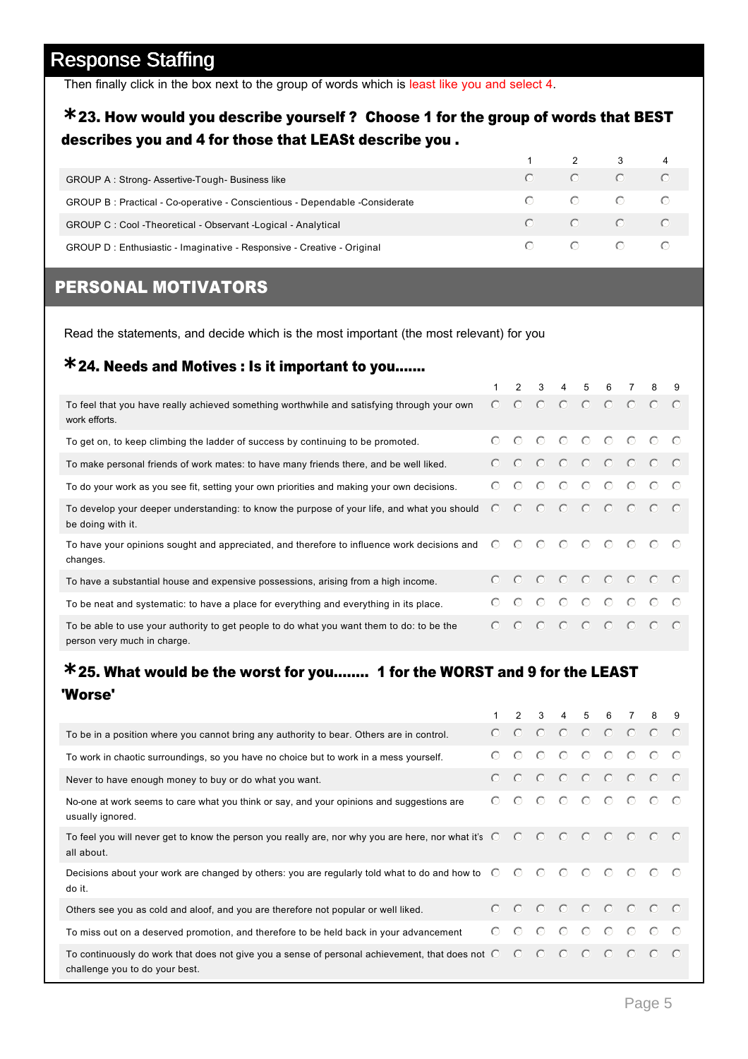## Response Staffing

Then finally click in the box next to the group of words which is least like you and select 4.

### *23. How would you describe yourself ? Choose 1 for the group of words that BEST describes you and 4 for those that LEASt describe you .

| | 1 | 2 | 3 | 4 |
|---|---|---|---|---|
| GROUP A : Strong- Assertive-Tough- Business like | ○ | ○ | ○ | ○ |
| GROUP B : Practical - Co-operative - Conscientious - Dependable -Considerate | ○ | ○ | ○ | ○ |
| GROUP C : Cool -Theoretical - Observant -Logical - Analytical | ○ | ○ | ○ | ○ |
| GROUP D : Enthusiastic - Imaginative - Responsive - Creative - Original | ○ | ○ | ○ | ○ |

## PERSONAL MOTIVATORS

Read the statements, and decide which is the most important (the most relevant) for you

### *24. Needs and Motives : Is it important to you.......

| | 1 | 2 | 3 | 4 | 5 | 6 | 7 | 8 | 9 |
|---|---|---|---|---|---|---|---|---|---|
| To feel that you have really achieved something worthwhile and satisfying through your own work efforts. | ○ | ○ | ○ | ○ | ○ | ○ | ○ | ○ | ○ |
| To get on, to keep climbing the ladder of success by continuing to be promoted. | ○ | ○ | ○ | ○ | ○ | ○ | ○ | ○ | ○ |
| To make personal friends of work mates: to have many friends there, and be well liked. | ○ | ○ | ○ | ○ | ○ | ○ | ○ | ○ | ○ |
| To do your work as you see fit, setting your own priorities and making your own decisions. | ○ | ○ | ○ | ○ | ○ | ○ | ○ | ○ | ○ |
| To develop your deeper understanding: to know the purpose of your life, and what you should be doing with it. | ○ | ○ | ○ | ○ | ○ | ○ | ○ | ○ | ○ |
| To have your opinions sought and appreciated, and therefore to influence work decisions and changes. | ○ | ○ | ○ | ○ | ○ | ○ | ○ | ○ | ○ |
| To have a substantial house and expensive possessions, arising from a high income. | ○ | ○ | ○ | ○ | ○ | ○ | ○ | ○ | ○ |
| To be neat and systematic: to have a place for everything and everything in its place. | ○ | ○ | ○ | ○ | ○ | ○ | ○ | ○ | ○ |
| To be able to use your authority to get people to do what you want them to do: to be the person very much in charge. | ○ | ○ | ○ | ○ | ○ | ○ | ○ | ○ | ○ |

### *25. What would be the worst for you........ 1 for the WORST and 9 for the LEAST 'Worse'

| | 1 | 2 | 3 | 4 | 5 | 6 | 7 | 8 | 9 |
|---|---|---|---|---|---|---|---|---|---|
| To be in a position where you cannot bring any authority to bear. Others are in control. | ○ | ○ | ○ | ○ | ○ | ○ | ○ | ○ | ○ |
| To work in chaotic surroundings, so you have no choice but to work in a mess yourself. | ○ | ○ | ○ | ○ | ○ | ○ | ○ | ○ | ○ |
| Never to have enough money to buy or do what you want. | ○ | ○ | ○ | ○ | ○ | ○ | ○ | ○ | ○ |
| No-one at work seems to care what you think or say, and your opinions and suggestions are usually ignored. | ○ | ○ | ○ | ○ | ○ | ○ | ○ | ○ | ○ |
| To feel you will never get to know the person you really are, nor why you are here, nor what it's all about. | ○ | ○ | ○ | ○ | ○ | ○ | ○ | ○ | ○ |
| Decisions about your work are changed by others: you are regularly told what to do and how to do it. | ○ | ○ | ○ | ○ | ○ | ○ | ○ | ○ | ○ |
| Others see you as cold and aloof, and you are therefore not popular or well liked. | ○ | ○ | ○ | ○ | ○ | ○ | ○ | ○ | ○ |
| To miss out on a deserved promotion, and therefore to be held back in your advancement | ○ | ○ | ○ | ○ | ○ | ○ | ○ | ○ | ○ |
| To continuously do work that does not give you a sense of personal achievement, that does not challenge you to do your best. | ○ | ○ | ○ | ○ | ○ | ○ | ○ | ○ | ○ |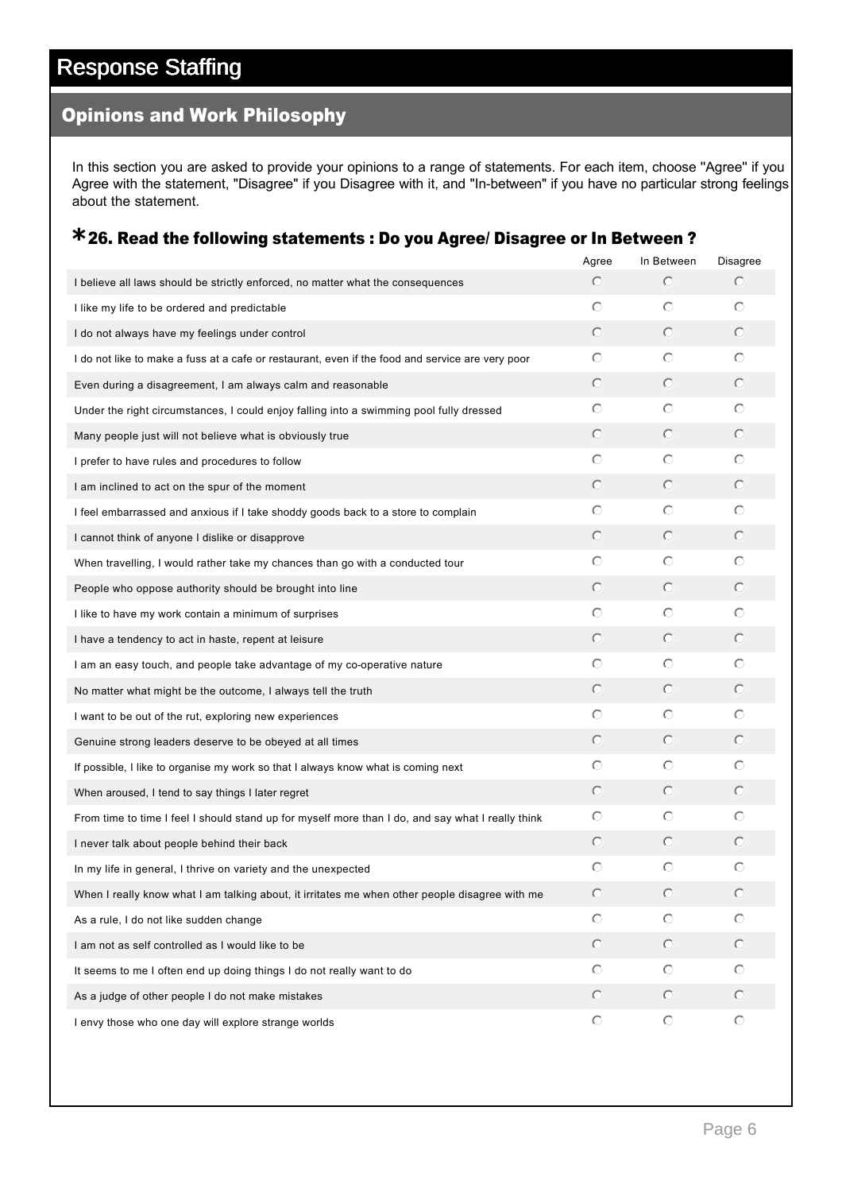# Response Staffing

## Opinions and Work Philosophy

In this section you are asked to provide your opinions to a range of statements. For each item, choose "Agree" if you Agree with the statement, "Disagree" if you Disagree with it, and "In-between" if you have no particular strong feelings about the statement.

### *26. Read the following statements : Do you Agree/ Disagree or In Between ?

| | Agree | In Between | Disagree |
|---|---|---|---|
| I believe all laws should be strictly enforced, no matter what the consequences | ○ | ○ | ○ |
| I like my life to be ordered and predictable | ○ | ○ | ○ |
| I do not always have my feelings under control | ○ | ○ | ○ |
| I do not like to make a fuss at a cafe or restaurant, even if the food and service are very poor | ○ | ○ | ○ |
| Even during a disagreement, I am always calm and reasonable | ○ | ○ | ○ |
| Under the right circumstances, I could enjoy falling into a swimming pool fully dressed | ○ | ○ | ○ |
| Many people just will not believe what is obviously true | ○ | ○ | ○ |
| I prefer to have rules and procedures to follow | ○ | ○ | ○ |
| I am inclined to act on the spur of the moment | ○ | ○ | ○ |
| I feel embarrassed and anxious if I take shoddy goods back to a store to complain | ○ | ○ | ○ |
| I cannot think of anyone I dislike or disapprove | ○ | ○ | ○ |
| When travelling, I would rather take my chances than go with a conducted tour | ○ | ○ | ○ |
| People who oppose authority should be brought into line | ○ | ○ | ○ |
| I like to have my work contain a minimum of surprises | ○ | ○ | ○ |
| I have a tendency to act in haste, repent at leisure | ○ | ○ | ○ |
| I am an easy touch, and people take advantage of my co-operative nature | ○ | ○ | ○ |
| No matter what might be the outcome, I always tell the truth | ○ | ○ | ○ |
| I want to be out of the rut, exploring new experiences | ○ | ○ | ○ |
| Genuine strong leaders deserve to be obeyed at all times | ○ | ○ | ○ |
| If possible, I like to organise my work so that I always know what is coming next | ○ | ○ | ○ |
| When aroused, I tend to say things I later regret | ○ | ○ | ○ |
| From time to time I feel I should stand up for myself more than I do, and say what I really think | ○ | ○ | ○ |
| I never talk about people behind their back | ○ | ○ | ○ |
| In my life in general, I thrive on variety and the unexpected | ○ | ○ | ○ |
| When I really know what I am talking about, it irritates me when other people disagree with me | ○ | ○ | ○ |
| As a rule, I do not like sudden change | ○ | ○ | ○ |
| I am not as self controlled as I would like to be | ○ | ○ | ○ |
| It seems to me I often end up doing things I do not really want to do | ○ | ○ | ○ |
| As a judge of other people I do not make mistakes | ○ | ○ | ○ |
| I envy those who one day will explore strange worlds | ○ | ○ | ○ |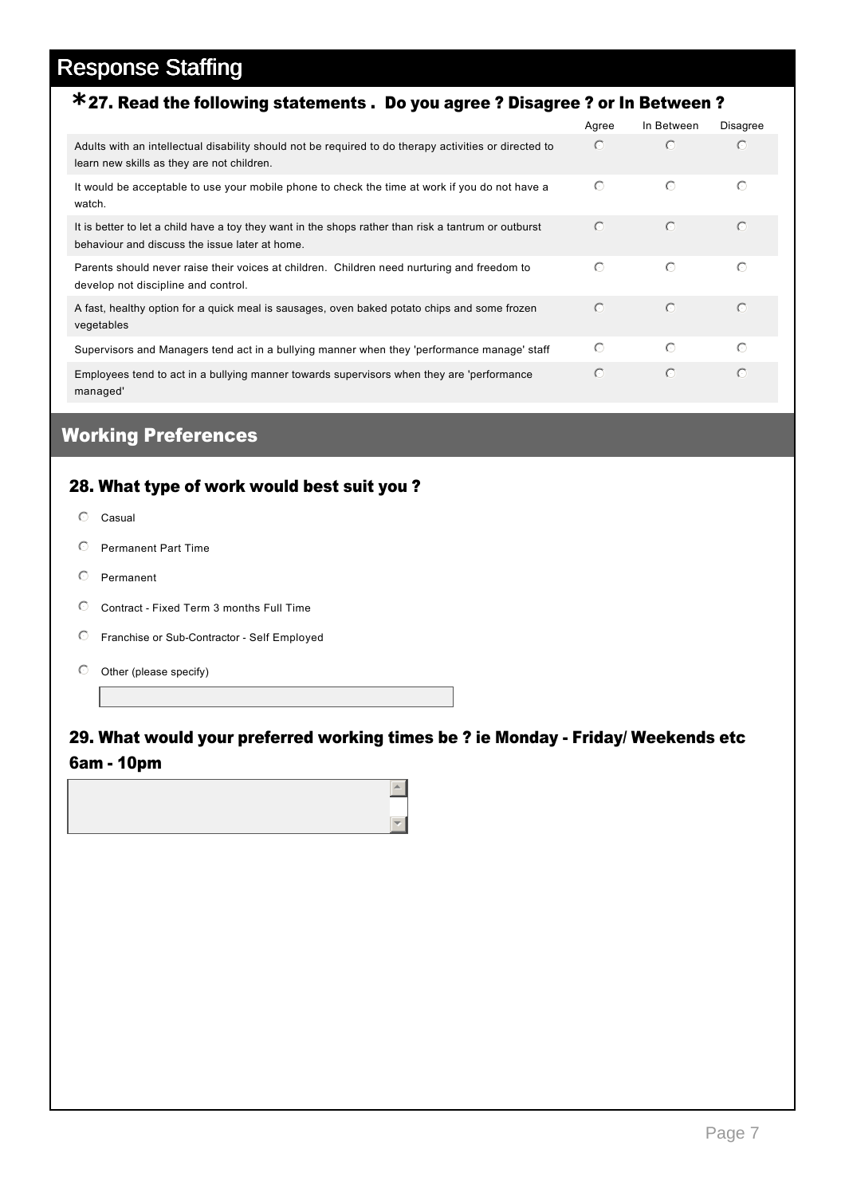# Response Staffing

## *27. Read the following statements . Do you agree ? Disagree ? or In Between ?

| | Agree | In Between | Disagree |
|---|---|---|---|
| Adults with an intellectual disability should not be required to do therapy activities or directed to learn new skills as they are not children. | ○ | ○ | ○ |
| It would be acceptable to use your mobile phone to check the time at work if you do not have a watch. | ○ | ○ | ○ |
| It is better to let a child have a toy they want in the shops rather than risk a tantrum or outburst behaviour and discuss the issue later at home. | ○ | ○ | ○ |
| Parents should never raise their voices at children. Children need nurturing and freedom to develop not discipline and control. | ○ | ○ | ○ |
| A fast, healthy option for a quick meal is sausages, oven baked potato chips and some frozen vegetables | ○ | ○ | ○ |
| Supervisors and Managers tend act in a bullying manner when they 'performance manage' staff | ○ | ○ | ○ |
| Employees tend to act in a bullying manner towards supervisors when they are 'performance managed' | ○ | ○ | ○ |

## Working Preferences

### 28. What type of work would best suit you ?

- ○ Casual
- ○ Permanent Part Time
- ○ Permanent
- ○ Contract - Fixed Term 3 months Full Time
- ○ Franchise or Sub-Contractor - Self Employed
- ○ Other (please specify)

### 29. What would your preferred working times be ? ie Monday - Friday/ Weekends etc 6am - 10pm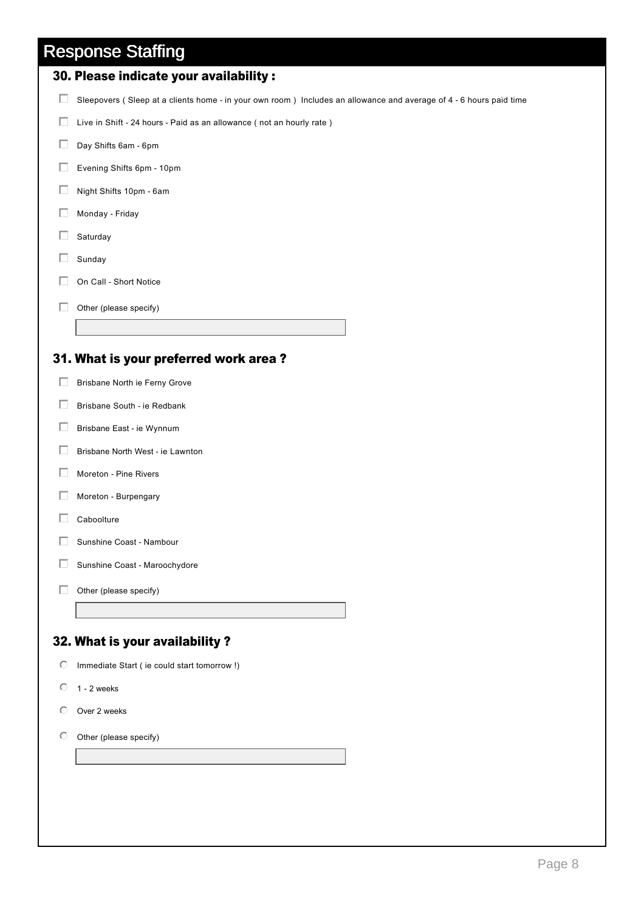# Response Staffing

## 30. Please indicate your availability :

- [ ] Sleepovers ( Sleep at a clients home - in your own room ) Includes an allowance and average of 4 - 6 hours paid time
- [ ] Live in Shift - 24 hours - Paid as an allowance ( not an hourly rate )
- [ ] Day Shifts 6am - 6pm
- [ ] Evening Shifts 6pm - 10pm
- [ ] Night Shifts 10pm - 6am
- [ ] Monday - Friday
- [ ] Saturday
- [ ] Sunday
- [ ] On Call - Short Notice
- [ ] Other (please specify)

______________________________

## 31. What is your preferred work area ?

- [ ] Brisbane North ie Ferny Grove
- [ ] Brisbane South - ie Redbank
- [ ] Brisbane East - ie Wynnum
- [ ] Brisbane North West - ie Lawnton
- [ ] Moreton - Pine Rivers
- [ ] Moreton - Burpengary
- [ ] Caboolture
- [ ] Sunshine Coast - Nambour
- [ ] Sunshine Coast - Maroochydore
- [ ] Other (please specify)

______________________________

## 32. What is your availability ?

- ( ) Immediate Start ( ie could start tomorrow !)
- ( ) 1 - 2 weeks
- ( ) Over 2 weeks
- ( ) Other (please specify)

______________________________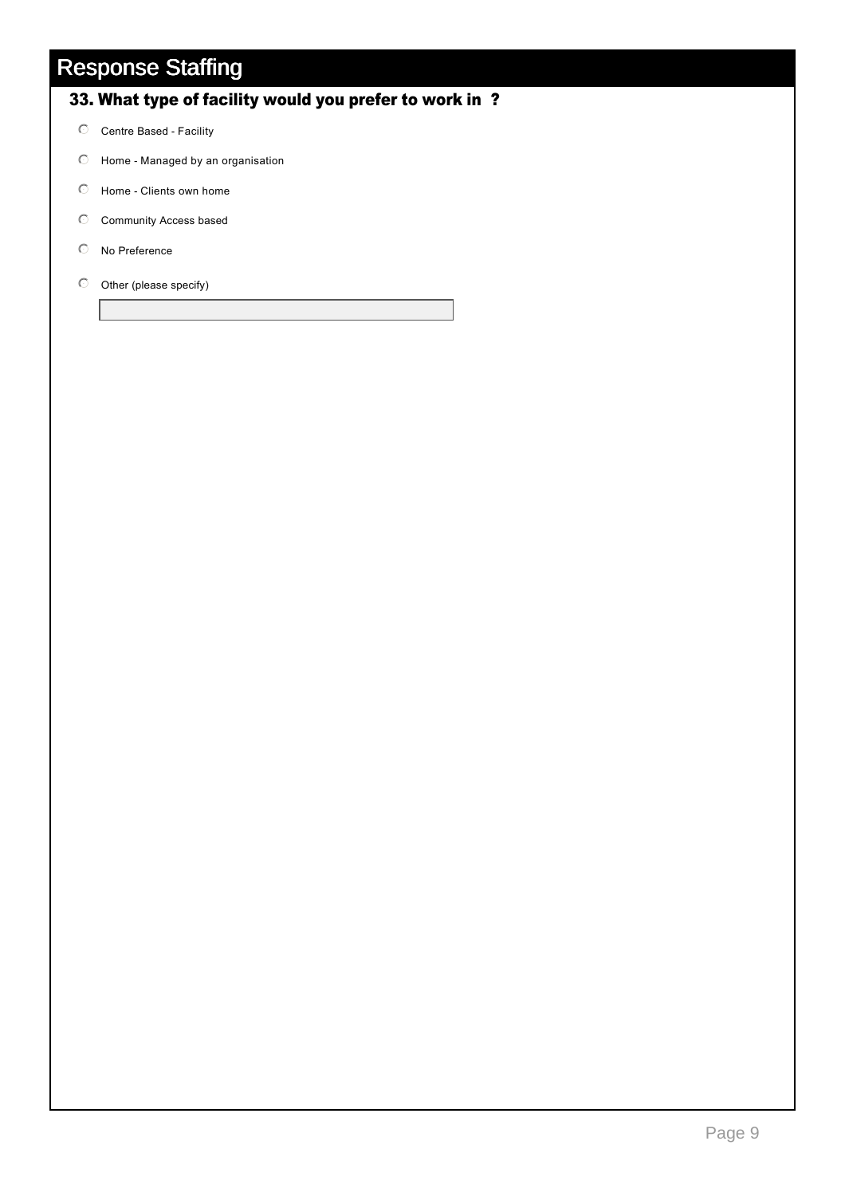# Response Staffing

## 33. What type of facility would you prefer to work in ?

- Centre Based - Facility
- Home - Managed by an organisation
- Home - Clients own home
- Community Access based
- No Preference
- Other (please specify)